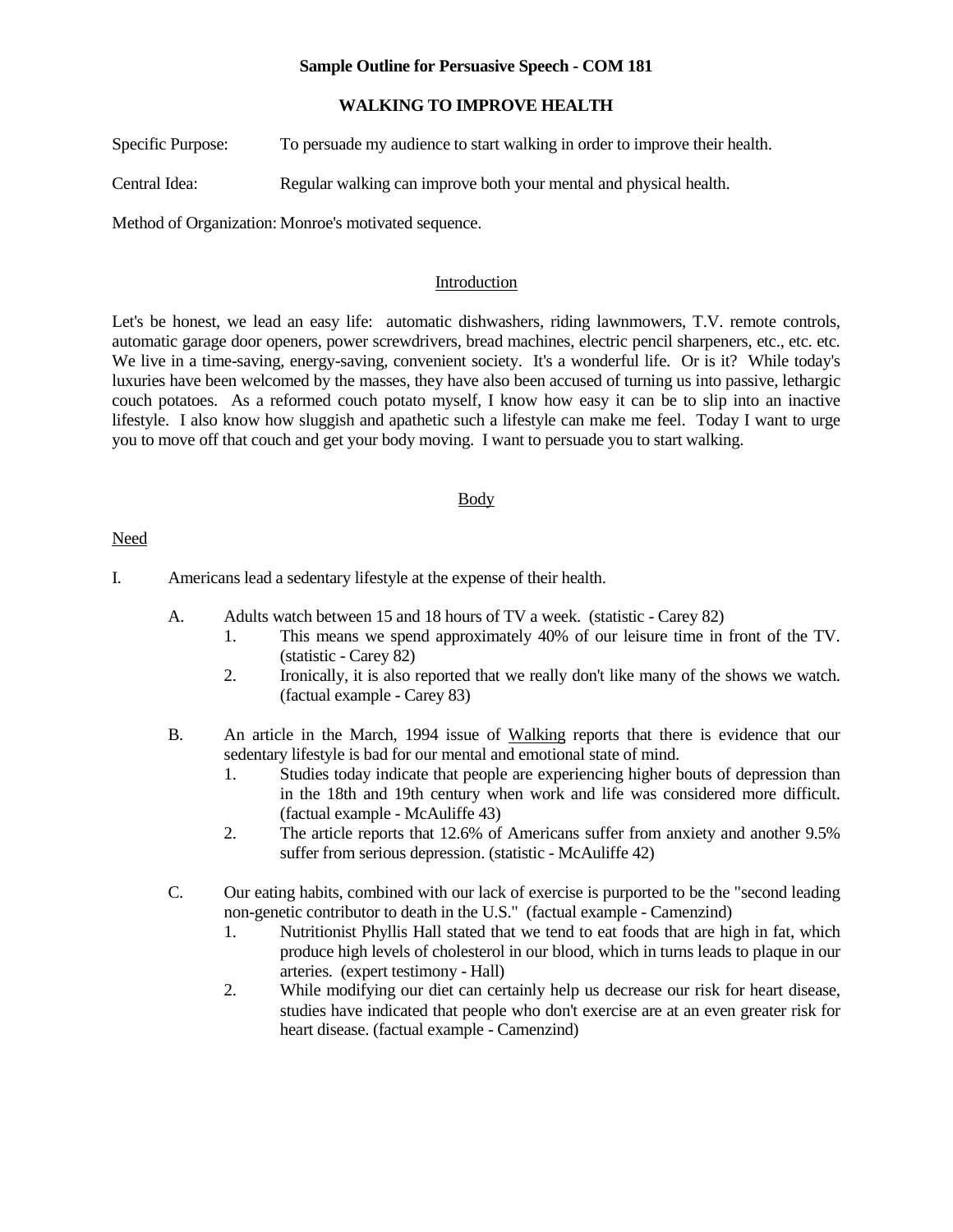**Sample Outline for Persuasive Speech - COM 181**

**WALKING TO IMPROVE HEALTH**

Specific Purpose: To persuade my audience to start walking in order to improve their health.

Central Idea: Regular walking can improve both your mental and physical health.

Method of Organization: Monroe's motivated sequence.

## Introduction

Let's be honest, we lead an easy life: automatic dishwashers, riding lawnmowers, T.V. remote controls, automatic garage door openers, power screwdrivers, bread machines, electric pencil sharpeners, etc., etc. etc. We live in a time-saving, energy-saving, convenient society. It's a wonderful life. Or is it? While today's luxuries have been welcomed by the masses, they have also been accused of turning us into passive, lethargic couch potatoes. As a reformed couch potato myself, I know how easy it can be to slip into an inactive lifestyle. I also know how sluggish and apathetic such a lifestyle can make me feel. Today I want to urge you to move off that couch and get your body moving. I want to persuade you to start walking.

## Body

### Need

I. Americans lead a sedentary lifestyle at the expense of their health.

- A. Adults watch between 15 and 18 hours of TV a week. (statistic - Carey 82)
  1. This means we spend approximately 40% of our leisure time in front of the TV. (statistic - Carey 82)
  2. Ironically, it is also reported that we really don't like many of the shows we watch. (factual example - Carey 83)

- B. An article in the March, 1994 issue of Walking reports that there is evidence that our sedentary lifestyle is bad for our mental and emotional state of mind.
  1. Studies today indicate that people are experiencing higher bouts of depression than in the 18th and 19th century when work and life was considered more difficult. (factual example - McAuliffe 43)
  2. The article reports that 12.6% of Americans suffer from anxiety and another 9.5% suffer from serious depression. (statistic - McAuliffe 42)

- C. Our eating habits, combined with our lack of exercise is purported to be the "second leading non-genetic contributor to death in the U.S." (factual example - Camenzind)
  1. Nutritionist Phyllis Hall stated that we tend to eat foods that are high in fat, which produce high levels of cholesterol in our blood, which in turns leads to plaque in our arteries. (expert testimony - Hall)
  2. While modifying our diet can certainly help us decrease our risk for heart disease, studies have indicated that people who don't exercise are at an even greater risk for heart disease. (factual example - Camenzind)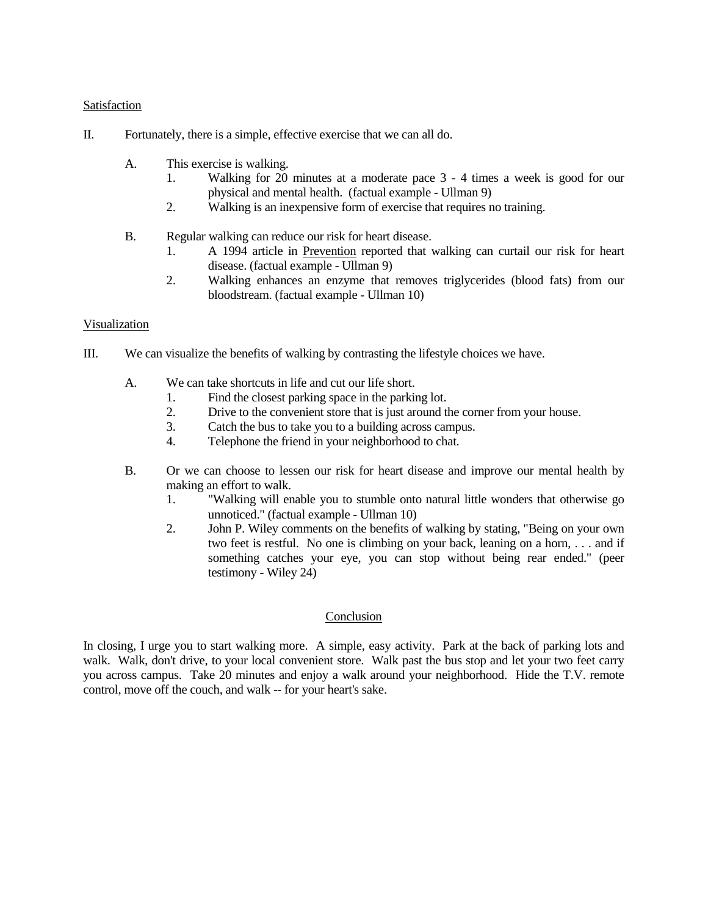Satisfaction

II. Fortunately, there is a simple, effective exercise that we can all do.

  A. This exercise is walking.
    1. Walking for 20 minutes at a moderate pace 3 - 4 times a week is good for our physical and mental health. (factual example - Ullman 9)
    2. Walking is an inexpensive form of exercise that requires no training.

  B. Regular walking can reduce our risk for heart disease.
    1. A 1994 article in Prevention reported that walking can curtail our risk for heart disease. (factual example - Ullman 9)
    2. Walking enhances an enzyme that removes triglycerides (blood fats) from our bloodstream. (factual example - Ullman 10)

Visualization

III. We can visualize the benefits of walking by contrasting the lifestyle choices we have.

  A. We can take shortcuts in life and cut our life short.
    1. Find the closest parking space in the parking lot.
    2. Drive to the convenient store that is just around the corner from your house.
    3. Catch the bus to take you to a building across campus.
    4. Telephone the friend in your neighborhood to chat.

  B. Or we can choose to lessen our risk for heart disease and improve our mental health by making an effort to walk.
    1. "Walking will enable you to stumble onto natural little wonders that otherwise go unnoticed." (factual example - Ullman 10)
    2. John P. Wiley comments on the benefits of walking by stating, "Being on your own two feet is restful. No one is climbing on your back, leaning on a horn, . . . and if something catches your eye, you can stop without being rear ended." (peer testimony - Wiley 24)

Conclusion

In closing, I urge you to start walking more. A simple, easy activity. Park at the back of parking lots and walk. Walk, don't drive, to your local convenient store. Walk past the bus stop and let your two feet carry you across campus. Take 20 minutes and enjoy a walk around your neighborhood. Hide the T.V. remote control, move off the couch, and walk -- for your heart's sake.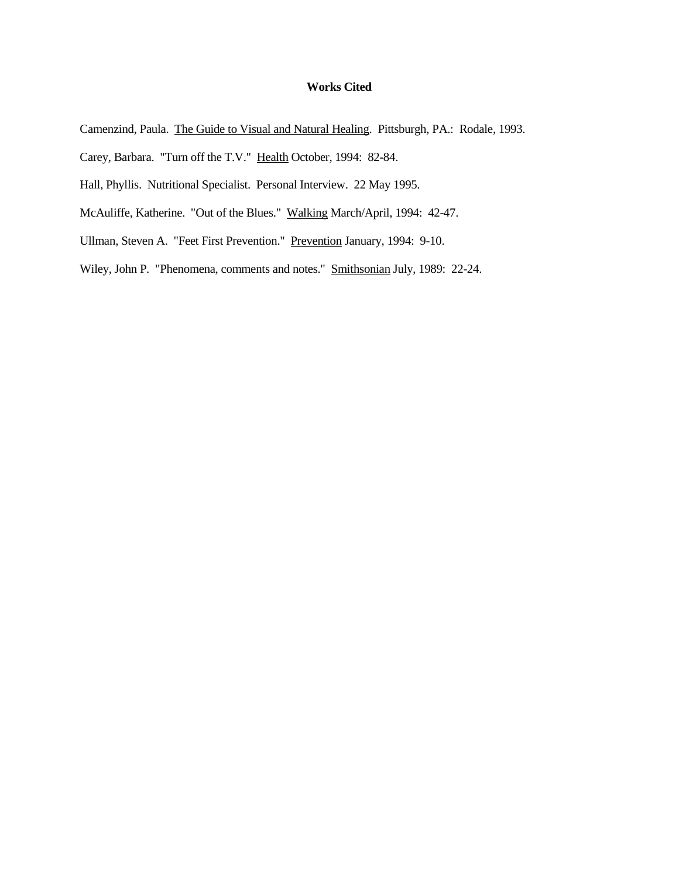# Works Cited

Camenzind, Paula.  <u>The Guide to Visual and Natural Healing</u>.  Pittsburgh, PA.:  Rodale, 1993.

Carey, Barbara.  "Turn off the T.V."  <u>Health</u> October, 1994:  82-84.

Hall, Phyllis.  Nutritional Specialist.  Personal Interview.  22 May 1995.

McAuliffe, Katherine.  "Out of the Blues."  <u>Walking</u> March/April, 1994:  42-47.

Ullman, Steven A.  "Feet First Prevention."  <u>Prevention</u> January, 1994:  9-10.

Wiley, John P.  "Phenomena, comments and notes."  <u>Smithsonian</u> July, 1989:  22-24.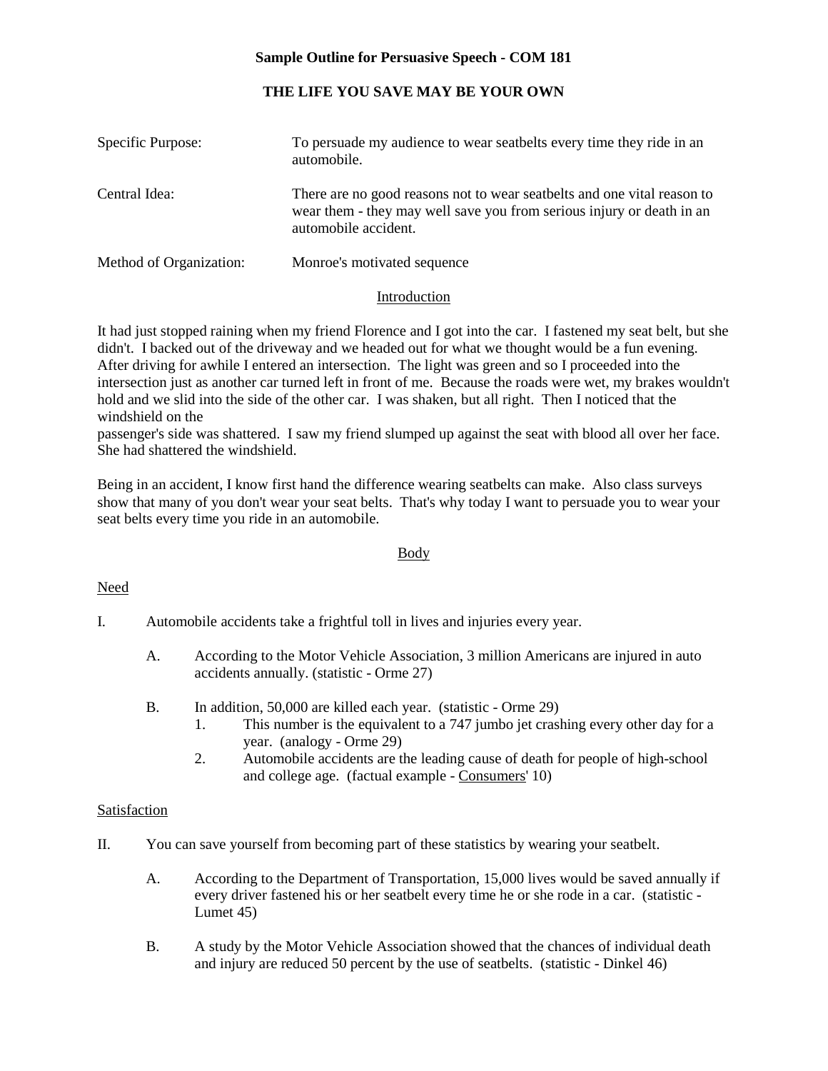**Sample Outline for Persuasive Speech - COM 181**

**THE LIFE YOU SAVE MAY BE YOUR OWN**

| | |
|---|---|
| Specific Purpose: | To persuade my audience to wear seatbelts every time they ride in an automobile. |
| Central Idea: | There are no good reasons not to wear seatbelts and one vital reason to wear them - they may well save you from serious injury or death in an automobile accident. |
| Method of Organization: | Monroe's motivated sequence |

<u>Introduction</u>

It had just stopped raining when my friend Florence and I got into the car. I fastened my seat belt, but she didn't. I backed out of the driveway and we headed out for what we thought would be a fun evening. After driving for awhile I entered an intersection. The light was green and so I proceeded into the intersection just as another car turned left in front of me. Because the roads were wet, my brakes wouldn't hold and we slid into the side of the other car. I was shaken, but all right. Then I noticed that the windshield on the passenger's side was shattered. I saw my friend slumped up against the seat with blood all over her face. She had shattered the windshield.

Being in an accident, I know first hand the difference wearing seatbelts can make. Also class surveys show that many of you don't wear your seat belts. That's why today I want to persuade you to wear your seat belts every time you ride in an automobile.

<u>Body</u>

<u>Need</u>

I. Automobile accidents take a frightful toll in lives and injuries every year.

  A. According to the Motor Vehicle Association, 3 million Americans are injured in auto accidents annually. (statistic - Orme 27)

  B. In addition, 50,000 are killed each year. (statistic - Orme 29)
    1. This number is the equivalent to a 747 jumbo jet crashing every other day for a year. (analogy - Orme 29)
    2. Automobile accidents are the leading cause of death for people of high-school and college age. (factual example - <u>Consumers</u>' 10)

<u>Satisfaction</u>

II. You can save yourself from becoming part of these statistics by wearing your seatbelt.

  A. According to the Department of Transportation, 15,000 lives would be saved annually if every driver fastened his or her seatbelt every time he or she rode in a car. (statistic - Lumet 45)

  B. A study by the Motor Vehicle Association showed that the chances of individual death and injury are reduced 50 percent by the use of seatbelts. (statistic - Dinkel 46)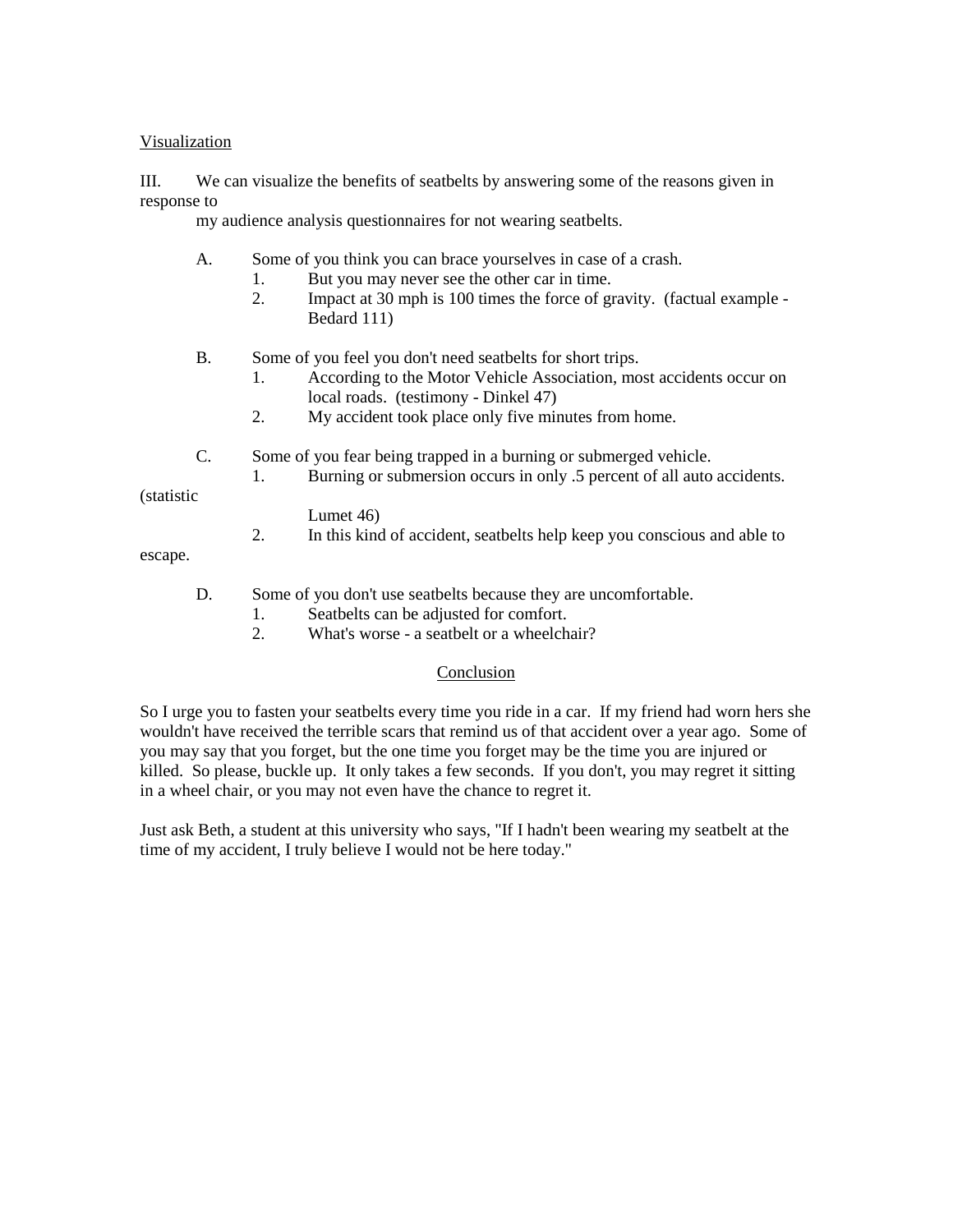Visualization

III. We can visualize the benefits of seatbelts by answering some of the reasons given in response to my audience analysis questionnaires for not wearing seatbelts.

- A. Some of you think you can brace yourselves in case of a crash.
  1. But you may never see the other car in time.
  2. Impact at 30 mph is 100 times the force of gravity. (factual example - Bedard 111)
- B. Some of you feel you don't need seatbelts for short trips.
  1. According to the Motor Vehicle Association, most accidents occur on local roads. (testimony - Dinkel 47)
  2. My accident took place only five minutes from home.
- C. Some of you fear being trapped in a burning or submerged vehicle.
  1. Burning or submersion occurs in only .5 percent of all auto accidents. (statistic Lumet 46)
  2. In this kind of accident, seatbelts help keep you conscious and able to escape.
- D. Some of you don't use seatbelts because they are uncomfortable.
  1. Seatbelts can be adjusted for comfort.
  2. What's worse - a seatbelt or a wheelchair?

Conclusion

So I urge you to fasten your seatbelts every time you ride in a car. If my friend had worn hers she wouldn't have received the terrible scars that remind us of that accident over a year ago. Some of you may say that you forget, but the one time you forget may be the time you are injured or killed. So please, buckle up. It only takes a few seconds. If you don't, you may regret it sitting in a wheel chair, or you may not even have the chance to regret it.

Just ask Beth, a student at this university who says, "If I hadn't been wearing my seatbelt at the time of my accident, I truly believe I would not be here today."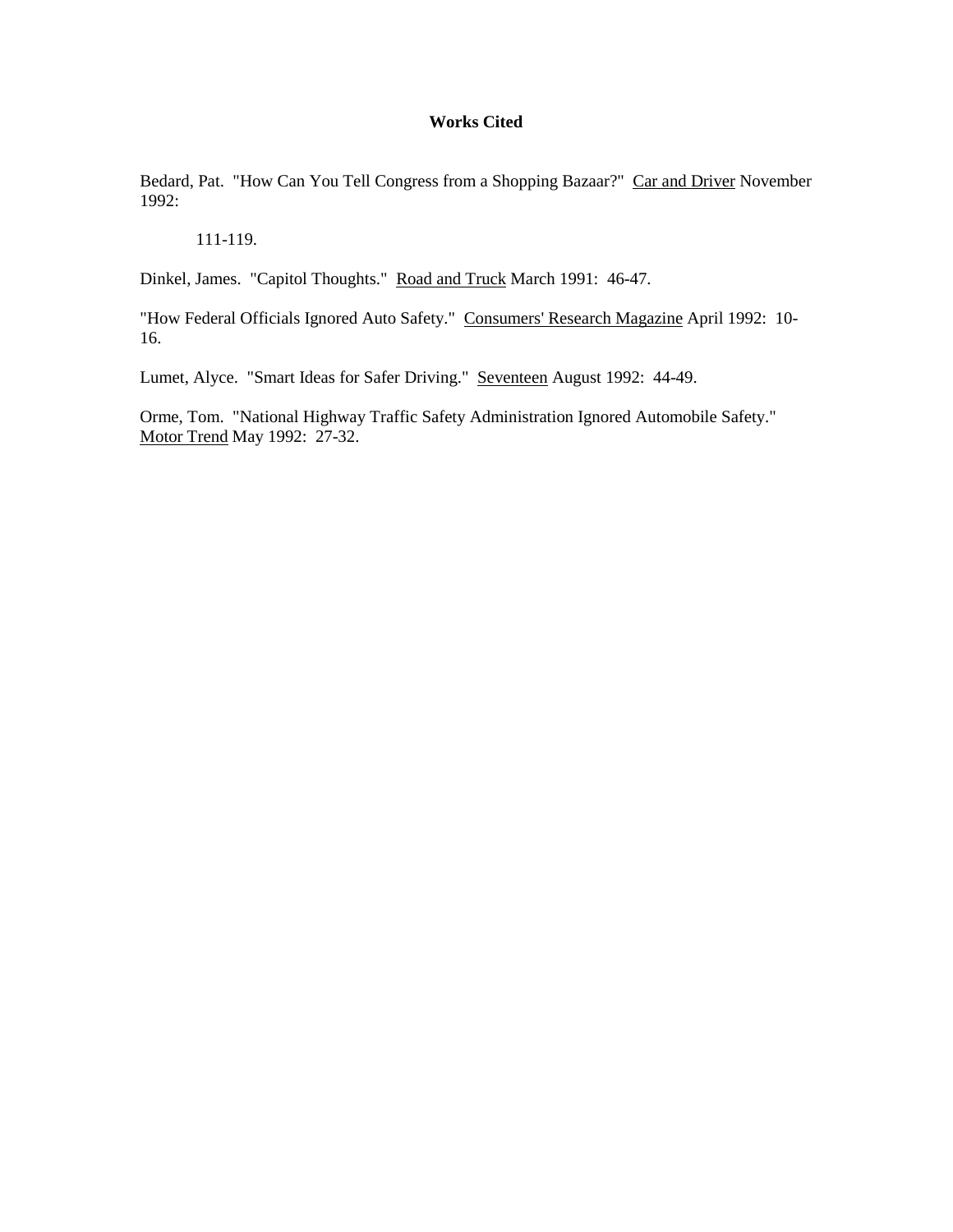**Works Cited**

Bedard, Pat. "How Can You Tell Congress from a Shopping Bazaar?" Car and Driver November 1992:

111-119.

Dinkel, James. "Capitol Thoughts." Road and Truck March 1991: 46-47.

"How Federal Officials Ignored Auto Safety." Consumers' Research Magazine April 1992: 10-16.

Lumet, Alyce. "Smart Ideas for Safer Driving." Seventeen August 1992: 44-49.

Orme, Tom. "National Highway Traffic Safety Administration Ignored Automobile Safety." Motor Trend May 1992: 27-32.